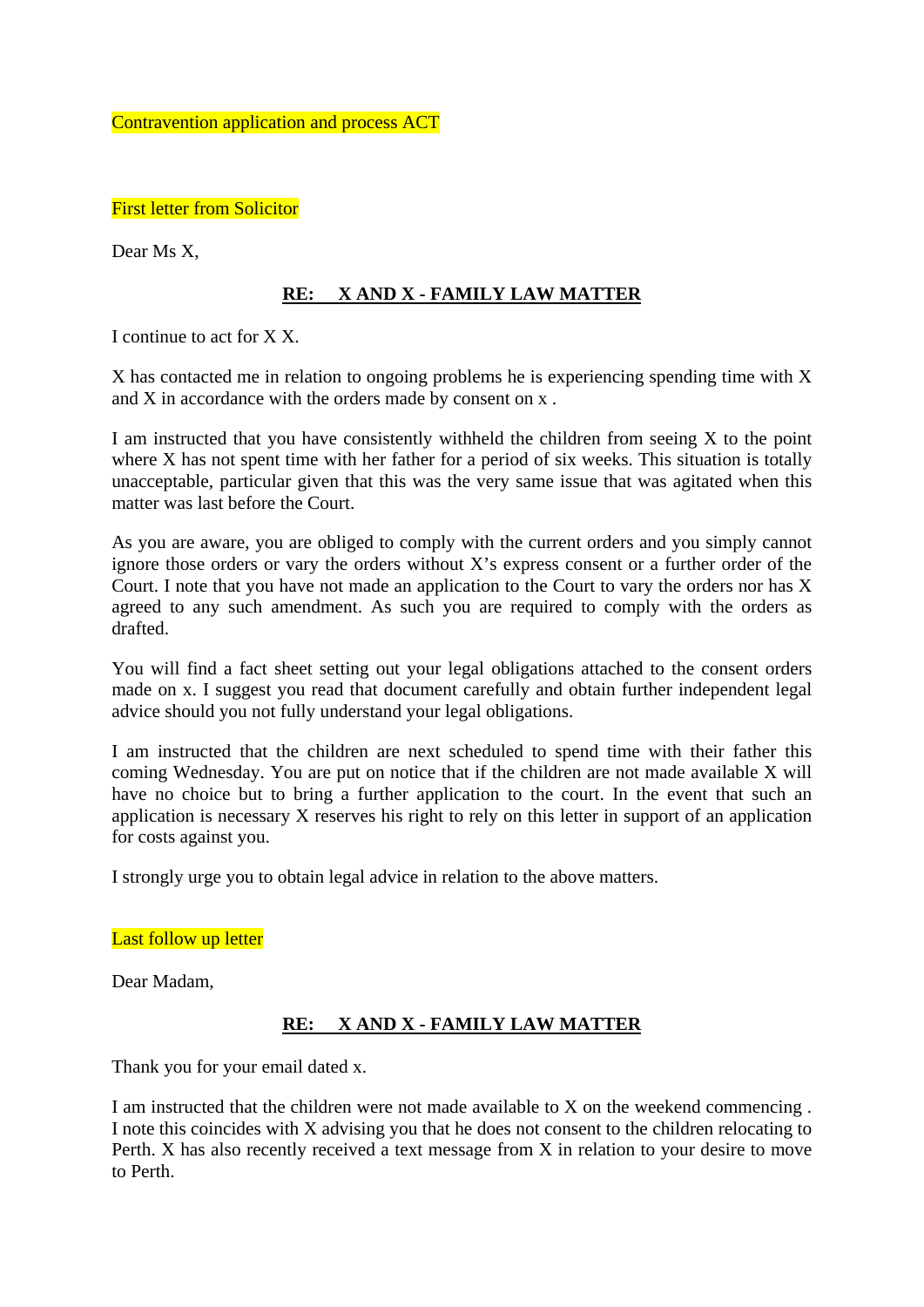Contravention application and process ACT

First letter from Solicitor

Dear Ms X,

**RE: X AND X - FAMILY LAW MATTER**

I continue to act for X X.

X has contacted me in relation to ongoing problems he is experiencing spending time with X and X in accordance with the orders made by consent on x .

I am instructed that you have consistently withheld the children from seeing X to the point where X has not spent time with her father for a period of six weeks. This situation is totally unacceptable, particular given that this was the very same issue that was agitated when this matter was last before the Court.

As you are aware, you are obliged to comply with the current orders and you simply cannot ignore those orders or vary the orders without X's express consent or a further order of the Court. I note that you have not made an application to the Court to vary the orders nor has X agreed to any such amendment. As such you are required to comply with the orders as drafted.

You will find a fact sheet setting out your legal obligations attached to the consent orders made on x. I suggest you read that document carefully and obtain further independent legal advice should you not fully understand your legal obligations.

I am instructed that the children are next scheduled to spend time with their father this coming Wednesday. You are put on notice that if the children are not made available X will have no choice but to bring a further application to the court. In the event that such an application is necessary X reserves his right to rely on this letter in support of an application for costs against you.

I strongly urge you to obtain legal advice in relation to the above matters.

Last follow up letter

Dear Madam,

**RE: X AND X - FAMILY LAW MATTER**

Thank you for your email dated x.

I am instructed that the children were not made available to X on the weekend commencing . I note this coincides with X advising you that he does not consent to the children relocating to Perth. X has also recently received a text message from X in relation to your desire to move to Perth.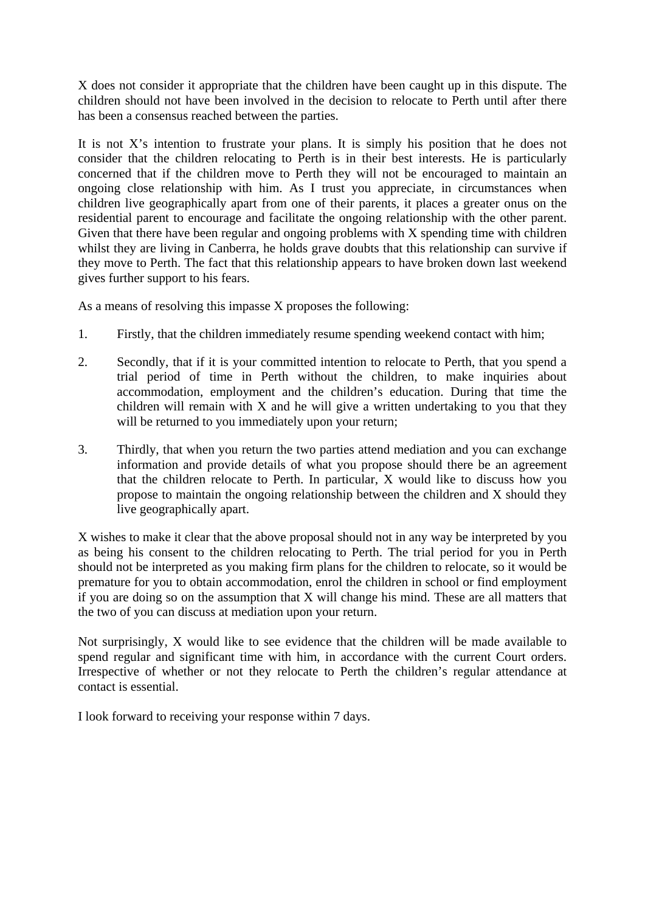X does not consider it appropriate that the children have been caught up in this dispute. The children should not have been involved in the decision to relocate to Perth until after there has been a consensus reached between the parties.

It is not X's intention to frustrate your plans. It is simply his position that he does not consider that the children relocating to Perth is in their best interests. He is particularly concerned that if the children move to Perth they will not be encouraged to maintain an ongoing close relationship with him. As I trust you appreciate, in circumstances when children live geographically apart from one of their parents, it places a greater onus on the residential parent to encourage and facilitate the ongoing relationship with the other parent. Given that there have been regular and ongoing problems with X spending time with children whilst they are living in Canberra, he holds grave doubts that this relationship can survive if they move to Perth. The fact that this relationship appears to have broken down last weekend gives further support to his fears.

As a means of resolving this impasse X proposes the following:

1. Firstly, that the children immediately resume spending weekend contact with him;

2. Secondly, that if it is your committed intention to relocate to Perth, that you spend a trial period of time in Perth without the children, to make inquiries about accommodation, employment and the children's education. During that time the children will remain with X and he will give a written undertaking to you that they will be returned to you immediately upon your return;

3. Thirdly, that when you return the two parties attend mediation and you can exchange information and provide details of what you propose should there be an agreement that the children relocate to Perth. In particular, X would like to discuss how you propose to maintain the ongoing relationship between the children and X should they live geographically apart.

X wishes to make it clear that the above proposal should not in any way be interpreted by you as being his consent to the children relocating to Perth. The trial period for you in Perth should not be interpreted as you making firm plans for the children to relocate, so it would be premature for you to obtain accommodation, enrol the children in school or find employment if you are doing so on the assumption that X will change his mind. These are all matters that the two of you can discuss at mediation upon your return.

Not surprisingly, X would like to see evidence that the children will be made available to spend regular and significant time with him, in accordance with the current Court orders. Irrespective of whether or not they relocate to Perth the children's regular attendance at contact is essential.

I look forward to receiving your response within 7 days.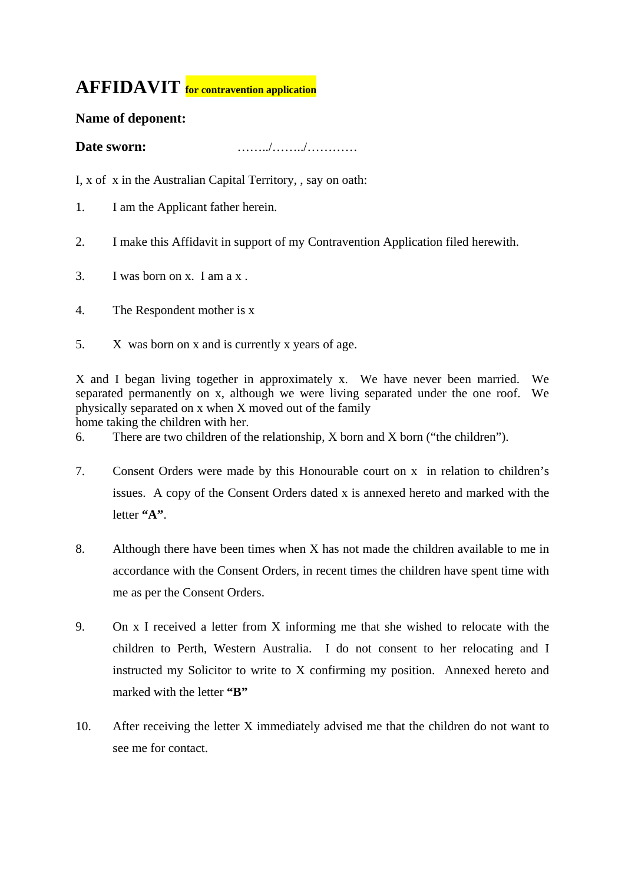# AFFIDAVIT for contravention application

**Name of deponent:**

**Date sworn:** ……../……../…………

I, x of x in the Australian Capital Territory, , say on oath:

1. I am the Applicant father herein.

2. I make this Affidavit in support of my Contravention Application filed herewith.

3. I was born on x. I am a x .

4. The Respondent mother is x

5. X was born on x and is currently x years of age.

X and I began living together in approximately x. We have never been married. We separated permanently on x, although we were living separated under the one roof. We physically separated on x when X moved out of the family home taking the children with her.

6. There are two children of the relationship, X born and X born ("the children").

7. Consent Orders were made by this Honourable court on x in relation to children's issues. A copy of the Consent Orders dated x is annexed hereto and marked with the letter **"A"**.

8. Although there have been times when X has not made the children available to me in accordance with the Consent Orders, in recent times the children have spent time with me as per the Consent Orders.

9. On x I received a letter from X informing me that she wished to relocate with the children to Perth, Western Australia. I do not consent to her relocating and I instructed my Solicitor to write to X confirming my position. Annexed hereto and marked with the letter **"B"**

10. After receiving the letter X immediately advised me that the children do not want to see me for contact.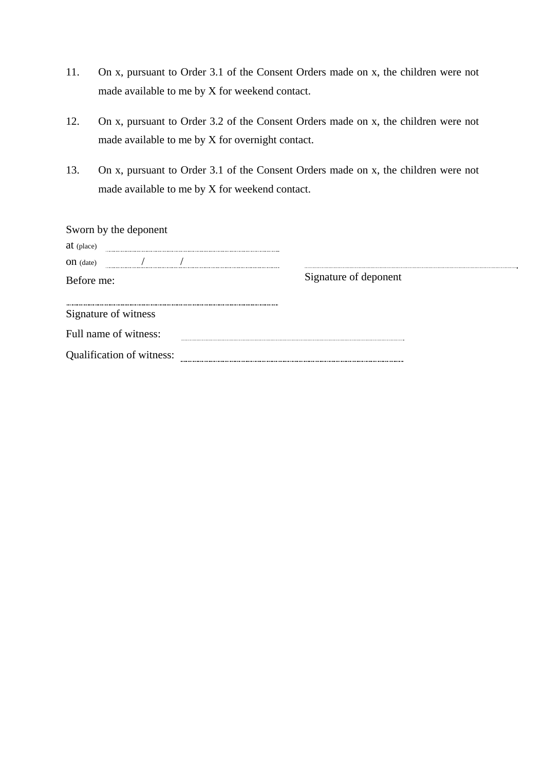11. On x, pursuant to Order 3.1 of the Consent Orders made on x, the children were not made available to me by X for weekend contact.

12. On x, pursuant to Order 3.2 of the Consent Orders made on x, the children were not made available to me by X for overnight contact.

13. On x, pursuant to Order 3.1 of the Consent Orders made on x, the children were not made available to me by X for weekend contact.

Sworn by the deponent

at (place) ........................................

on (date) ........../........../..........

Before me:

........................................

Signature of witness

........................................

Signature of deponent

Full name of witness: ........................................

Qualification of witness: ........................................